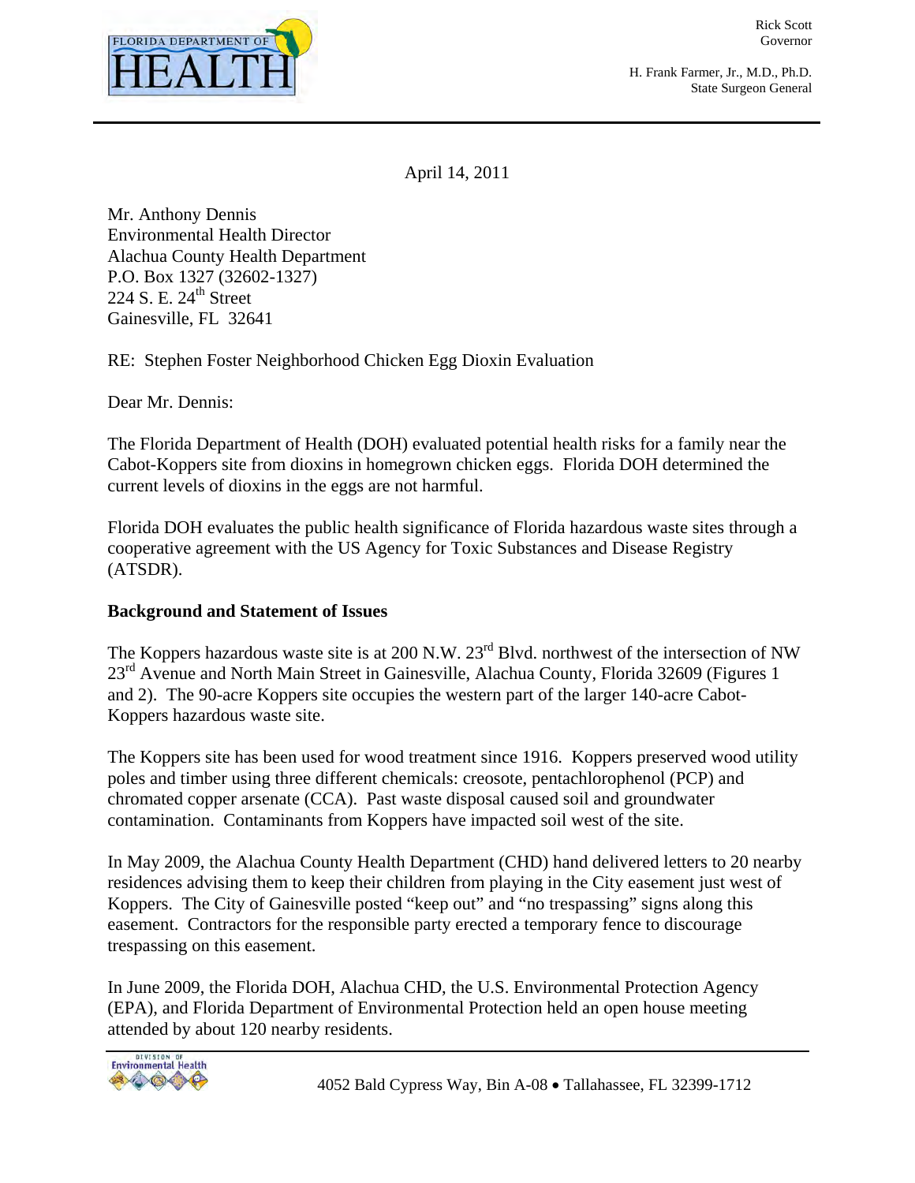FLORIDA DEPARTMENT OF HEALTH

Rick Scott
Governor

H. Frank Farmer, Jr., M.D., Ph.D.
State Surgeon General

April 14, 2011

Mr. Anthony Dennis
Environmental Health Director
Alachua County Health Department
P.O. Box 1327 (32602-1327)
224 S. E. 24th Street
Gainesville, FL 32641

RE: Stephen Foster Neighborhood Chicken Egg Dioxin Evaluation

Dear Mr. Dennis:

The Florida Department of Health (DOH) evaluated potential health risks for a family near the Cabot-Koppers site from dioxins in homegrown chicken eggs. Florida DOH determined the current levels of dioxins in the eggs are not harmful.

Florida DOH evaluates the public health significance of Florida hazardous waste sites through a cooperative agreement with the US Agency for Toxic Substances and Disease Registry (ATSDR).

**Background and Statement of Issues**

The Koppers hazardous waste site is at 200 N.W. 23rd Blvd. northwest of the intersection of NW 23rd Avenue and North Main Street in Gainesville, Alachua County, Florida 32609 (Figures 1 and 2). The 90-acre Koppers site occupies the western part of the larger 140-acre Cabot-Koppers hazardous waste site.

The Koppers site has been used for wood treatment since 1916. Koppers preserved wood utility poles and timber using three different chemicals: creosote, pentachlorophenol (PCP) and chromated copper arsenate (CCA). Past waste disposal caused soil and groundwater contamination. Contaminants from Koppers have impacted soil west of the site.

In May 2009, the Alachua County Health Department (CHD) hand delivered letters to 20 nearby residences advising them to keep their children from playing in the City easement just west of Koppers. The City of Gainesville posted "keep out" and "no trespassing" signs along this easement. Contractors for the responsible party erected a temporary fence to discourage trespassing on this easement.

In June 2009, the Florida DOH, Alachua CHD, the U.S. Environmental Protection Agency (EPA), and Florida Department of Environmental Protection held an open house meeting attended by about 120 nearby residents.

Division of Environmental Health

4052 Bald Cypress Way, Bin A-08 • Tallahassee, FL 32399-1712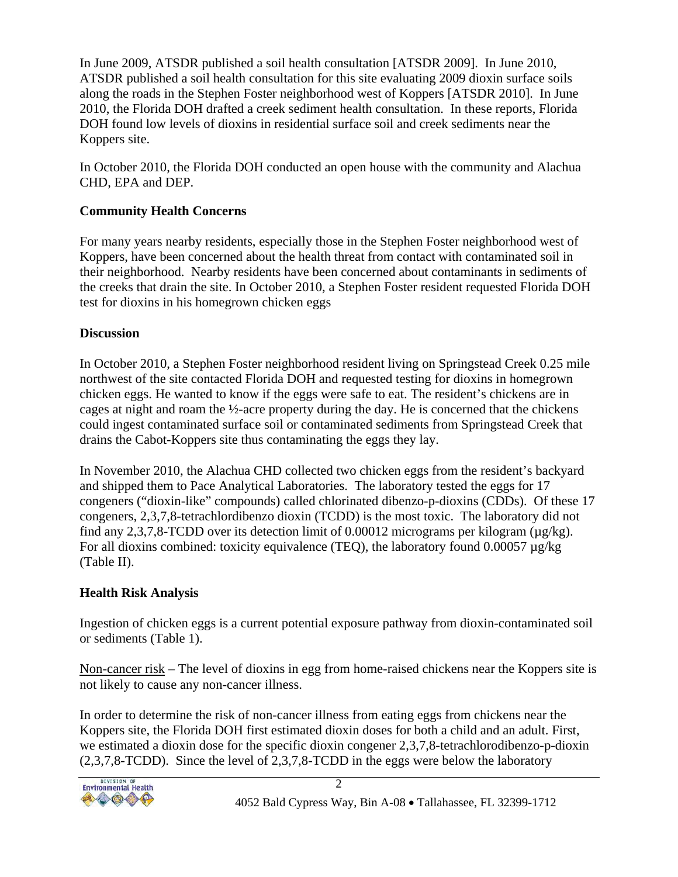In June 2009, ATSDR published a soil health consultation [ATSDR 2009]. In June 2010, ATSDR published a soil health consultation for this site evaluating 2009 dioxin surface soils along the roads in the Stephen Foster neighborhood west of Koppers [ATSDR 2010]. In June 2010, the Florida DOH drafted a creek sediment health consultation. In these reports, Florida DOH found low levels of dioxins in residential surface soil and creek sediments near the Koppers site.

In October 2010, the Florida DOH conducted an open house with the community and Alachua CHD, EPA and DEP.

**Community Health Concerns**

For many years nearby residents, especially those in the Stephen Foster neighborhood west of Koppers, have been concerned about the health threat from contact with contaminated soil in their neighborhood. Nearby residents have been concerned about contaminants in sediments of the creeks that drain the site. In October 2010, a Stephen Foster resident requested Florida DOH test for dioxins in his homegrown chicken eggs

**Discussion**

In October 2010, a Stephen Foster neighborhood resident living on Springstead Creek 0.25 mile northwest of the site contacted Florida DOH and requested testing for dioxins in homegrown chicken eggs. He wanted to know if the eggs were safe to eat. The resident's chickens are in cages at night and roam the ½-acre property during the day. He is concerned that the chickens could ingest contaminated surface soil or contaminated sediments from Springstead Creek that drains the Cabot-Koppers site thus contaminating the eggs they lay.

In November 2010, the Alachua CHD collected two chicken eggs from the resident's backyard and shipped them to Pace Analytical Laboratories. The laboratory tested the eggs for 17 congeners ("dioxin-like" compounds) called chlorinated dibenzo-p-dioxins (CDDs). Of these 17 congeners, 2,3,7,8-tetrachlordibenzo dioxin (TCDD) is the most toxic. The laboratory did not find any 2,3,7,8-TCDD over its detection limit of 0.00012 micrograms per kilogram (µg/kg). For all dioxins combined: toxicity equivalence (TEQ), the laboratory found 0.00057 µg/kg (Table II).

**Health Risk Analysis**

Ingestion of chicken eggs is a current potential exposure pathway from dioxin-contaminated soil or sediments (Table 1).

Non-cancer risk – The level of dioxins in egg from home-raised chickens near the Koppers site is not likely to cause any non-cancer illness.

In order to determine the risk of non-cancer illness from eating eggs from chickens near the Koppers site, the Florida DOH first estimated dioxin doses for both a child and an adult. First, we estimated a dioxin dose for the specific dioxin congener 2,3,7,8-tetrachlorodibenzo-p-dioxin (2,3,7,8-TCDD). Since the level of 2,3,7,8-TCDD in the eggs were below the laboratory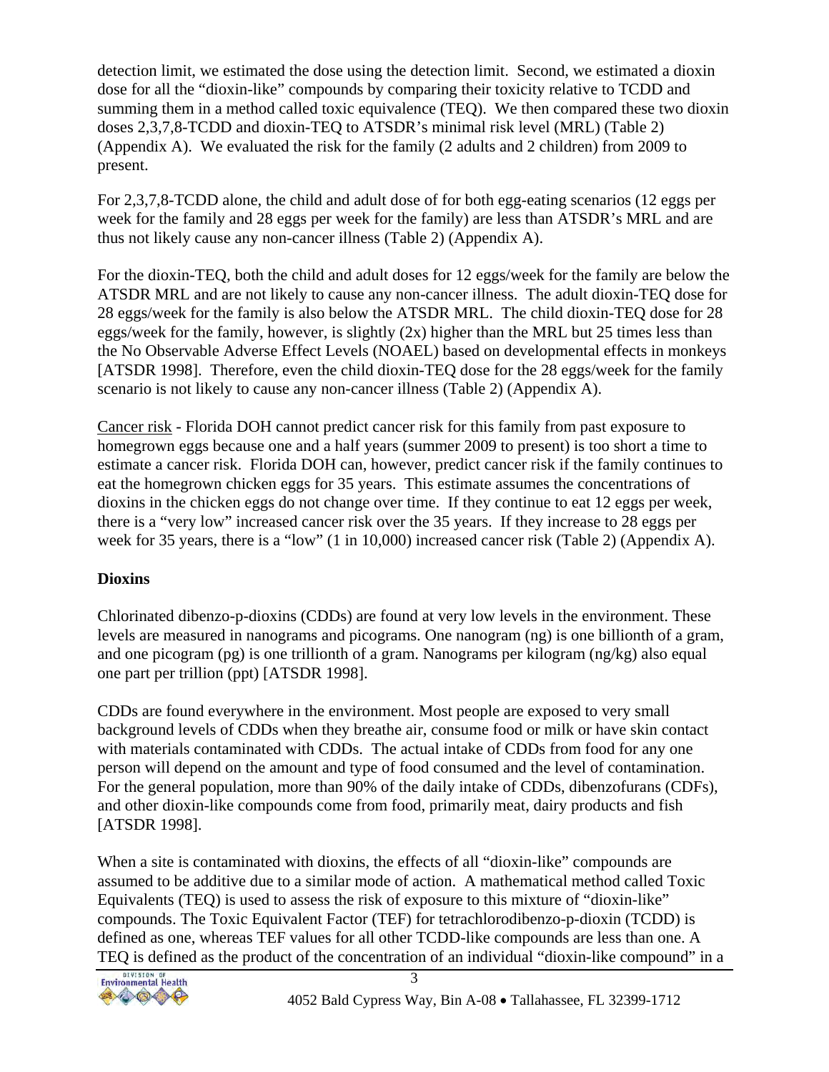detection limit, we estimated the dose using the detection limit. Second, we estimated a dioxin dose for all the "dioxin-like" compounds by comparing their toxicity relative to TCDD and summing them in a method called toxic equivalence (TEQ). We then compared these two dioxin doses 2,3,7,8-TCDD and dioxin-TEQ to ATSDR's minimal risk level (MRL) (Table 2) (Appendix A). We evaluated the risk for the family (2 adults and 2 children) from 2009 to present.

For 2,3,7,8-TCDD alone, the child and adult dose of for both egg-eating scenarios (12 eggs per week for the family and 28 eggs per week for the family) are less than ATSDR's MRL and are thus not likely cause any non-cancer illness (Table 2) (Appendix A).

For the dioxin-TEQ, both the child and adult doses for 12 eggs/week for the family are below the ATSDR MRL and are not likely to cause any non-cancer illness. The adult dioxin-TEQ dose for 28 eggs/week for the family is also below the ATSDR MRL. The child dioxin-TEQ dose for 28 eggs/week for the family, however, is slightly (2x) higher than the MRL but 25 times less than the No Observable Adverse Effect Levels (NOAEL) based on developmental effects in monkeys [ATSDR 1998]. Therefore, even the child dioxin-TEQ dose for the 28 eggs/week for the family scenario is not likely to cause any non-cancer illness (Table 2) (Appendix A).

Cancer risk - Florida DOH cannot predict cancer risk for this family from past exposure to homegrown eggs because one and a half years (summer 2009 to present) is too short a time to estimate a cancer risk. Florida DOH can, however, predict cancer risk if the family continues to eat the homegrown chicken eggs for 35 years. This estimate assumes the concentrations of dioxins in the chicken eggs do not change over time. If they continue to eat 12 eggs per week, there is a "very low" increased cancer risk over the 35 years. If they increase to 28 eggs per week for 35 years, there is a "low" (1 in 10,000) increased cancer risk (Table 2) (Appendix A).

**Dioxins**

Chlorinated dibenzo-p-dioxins (CDDs) are found at very low levels in the environment. These levels are measured in nanograms and picograms. One nanogram (ng) is one billionth of a gram, and one picogram (pg) is one trillionth of a gram. Nanograms per kilogram (ng/kg) also equal one part per trillion (ppt) [ATSDR 1998].

CDDs are found everywhere in the environment. Most people are exposed to very small background levels of CDDs when they breathe air, consume food or milk or have skin contact with materials contaminated with CDDs. The actual intake of CDDs from food for any one person will depend on the amount and type of food consumed and the level of contamination. For the general population, more than 90% of the daily intake of CDDs, dibenzofurans (CDFs), and other dioxin-like compounds come from food, primarily meat, dairy products and fish [ATSDR 1998].

When a site is contaminated with dioxins, the effects of all "dioxin-like" compounds are assumed to be additive due to a similar mode of action. A mathematical method called Toxic Equivalents (TEQ) is used to assess the risk of exposure to this mixture of "dioxin-like" compounds. The Toxic Equivalent Factor (TEF) for tetrachlorodibenzo-p-dioxin (TCDD) is defined as one, whereas TEF values for all other TCDD-like compounds are less than one. A TEQ is defined as the product of the concentration of an individual "dioxin-like compound" in a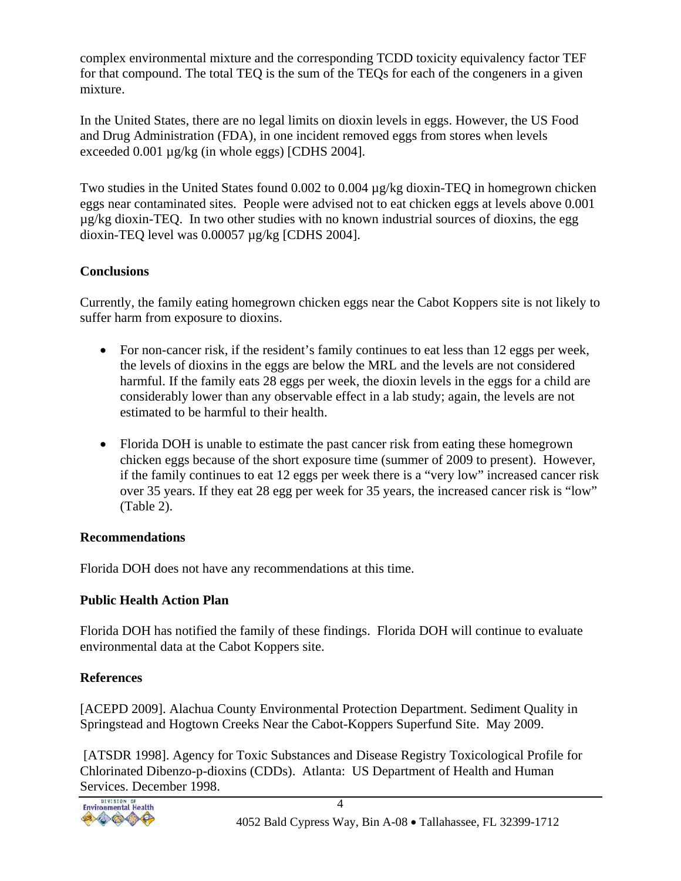complex environmental mixture and the corresponding TCDD toxicity equivalency factor TEF for that compound. The total TEQ is the sum of the TEQs for each of the congeners in a given mixture.

In the United States, there are no legal limits on dioxin levels in eggs. However, the US Food and Drug Administration (FDA), in one incident removed eggs from stores when levels exceeded 0.001 µg/kg (in whole eggs) [CDHS 2004].

Two studies in the United States found 0.002 to 0.004 µg/kg dioxin-TEQ in homegrown chicken eggs near contaminated sites. People were advised not to eat chicken eggs at levels above 0.001 µg/kg dioxin-TEQ. In two other studies with no known industrial sources of dioxins, the egg dioxin-TEQ level was 0.00057 µg/kg [CDHS 2004].

**Conclusions**

Currently, the family eating homegrown chicken eggs near the Cabot Koppers site is not likely to suffer harm from exposure to dioxins.

- For non-cancer risk, if the resident's family continues to eat less than 12 eggs per week, the levels of dioxins in the eggs are below the MRL and the levels are not considered harmful. If the family eats 28 eggs per week, the dioxin levels in the eggs for a child are considerably lower than any observable effect in a lab study; again, the levels are not estimated to be harmful to their health.
- Florida DOH is unable to estimate the past cancer risk from eating these homegrown chicken eggs because of the short exposure time (summer of 2009 to present). However, if the family continues to eat 12 eggs per week there is a "very low" increased cancer risk over 35 years. If they eat 28 egg per week for 35 years, the increased cancer risk is "low" (Table 2).

**Recommendations**

Florida DOH does not have any recommendations at this time.

**Public Health Action Plan**

Florida DOH has notified the family of these findings. Florida DOH will continue to evaluate environmental data at the Cabot Koppers site.

**References**

[ACEPD 2009]. Alachua County Environmental Protection Department. Sediment Quality in Springstead and Hogtown Creeks Near the Cabot-Koppers Superfund Site. May 2009.

[ATSDR 1998]. Agency for Toxic Substances and Disease Registry Toxicological Profile for Chlorinated Dibenzo-p-dioxins (CDDs). Atlanta: US Department of Health and Human Services. December 1998.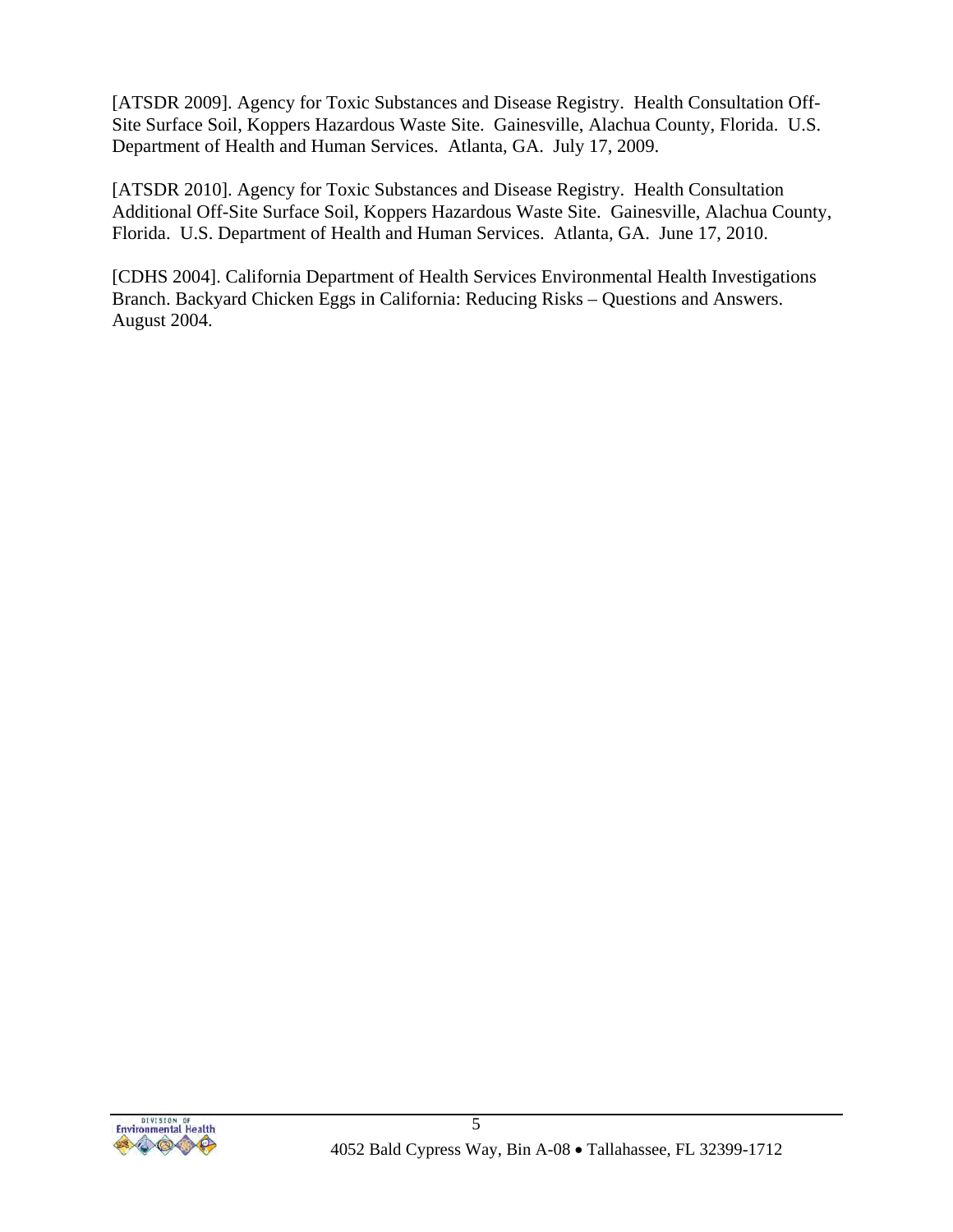[ATSDR 2009]. Agency for Toxic Substances and Disease Registry. Health Consultation Off-Site Surface Soil, Koppers Hazardous Waste Site. Gainesville, Alachua County, Florida. U.S. Department of Health and Human Services. Atlanta, GA. July 17, 2009.

[ATSDR 2010]. Agency for Toxic Substances and Disease Registry. Health Consultation Additional Off-Site Surface Soil, Koppers Hazardous Waste Site. Gainesville, Alachua County, Florida. U.S. Department of Health and Human Services. Atlanta, GA. June 17, 2010.

[CDHS 2004]. California Department of Health Services Environmental Health Investigations Branch. Backyard Chicken Eggs in California: Reducing Risks – Questions and Answers. August 2004.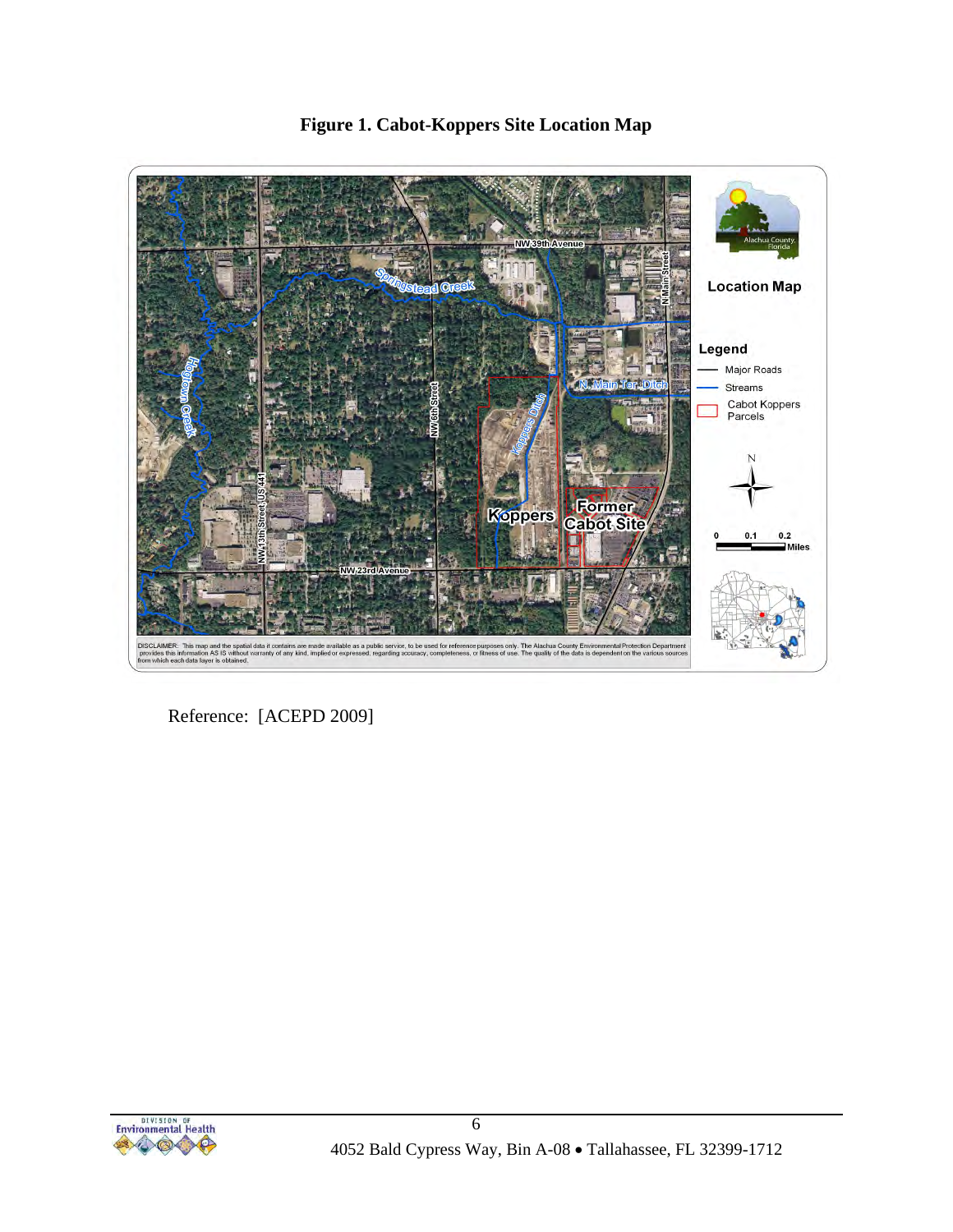**Figure 1. Cabot-Koppers Site Location Map**

Reference: [ACEPD 2009]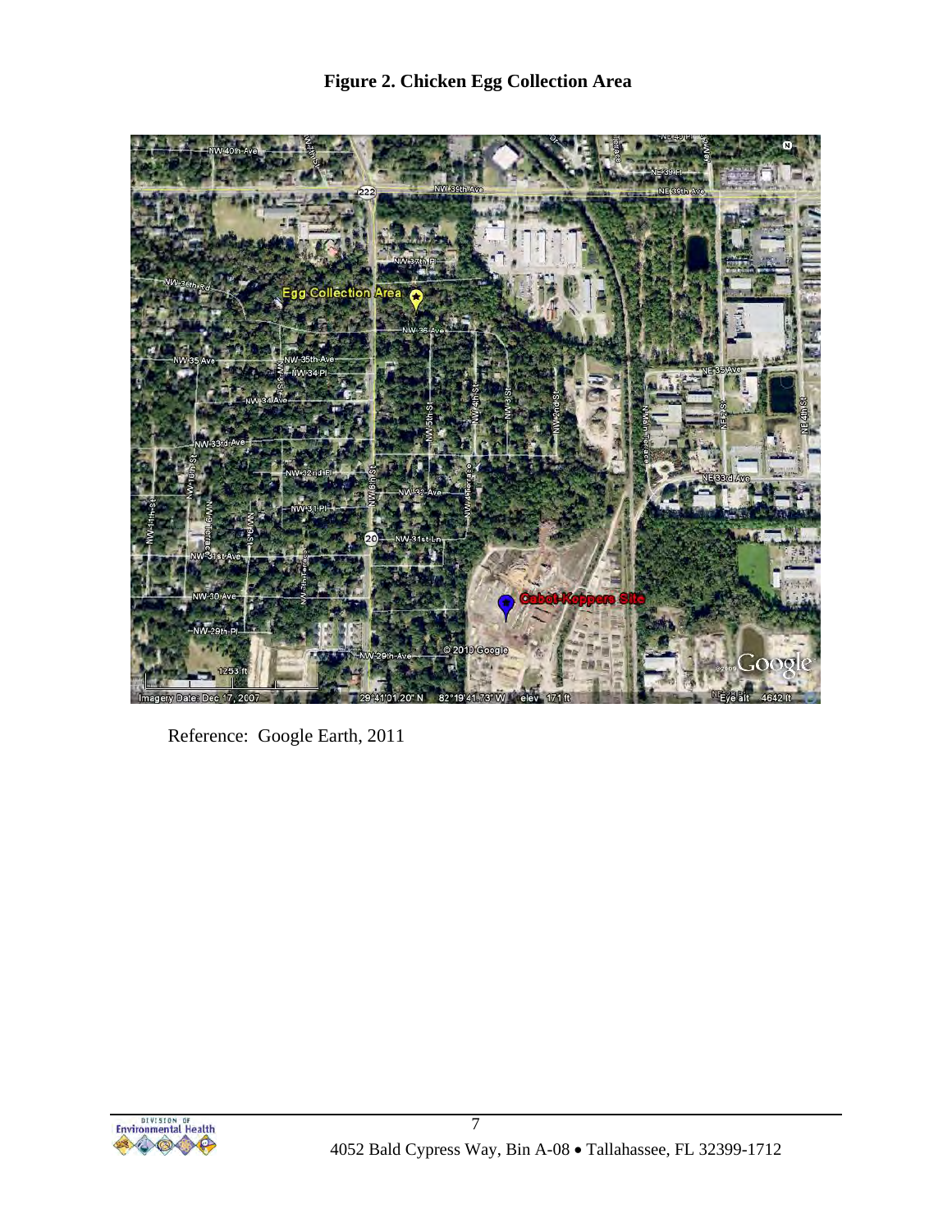**Figure 2. Chicken Egg Collection Area**

Reference: Google Earth, 2011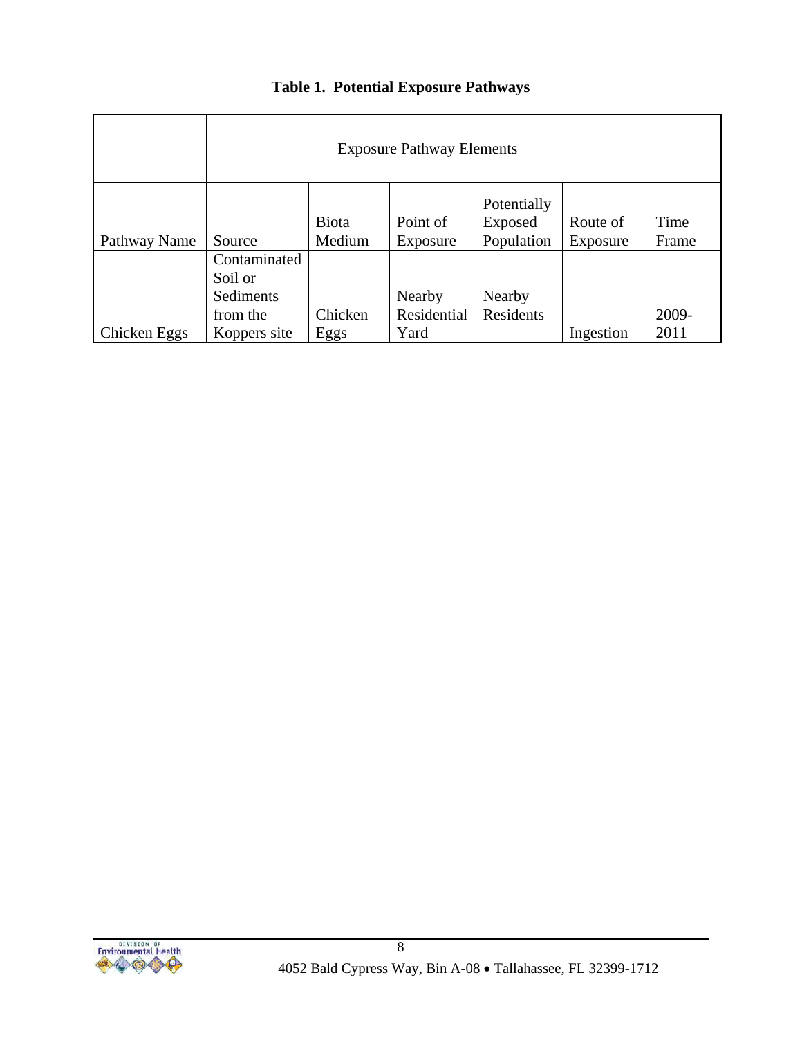**Table 1. Potential Exposure Pathways**

| | Exposure Pathway Elements | | | | | |
|---|---|---|---|---|---|---|
| Pathway Name | Source | Biota Medium | Point of Exposure | Potentially Exposed Population | Route of Exposure | Time Frame |
| Chicken Eggs | Contaminated Soil or Sediments from the Koppers site | Chicken Eggs | Nearby Residential Yard | Nearby Residents | Ingestion | 2009-2011 |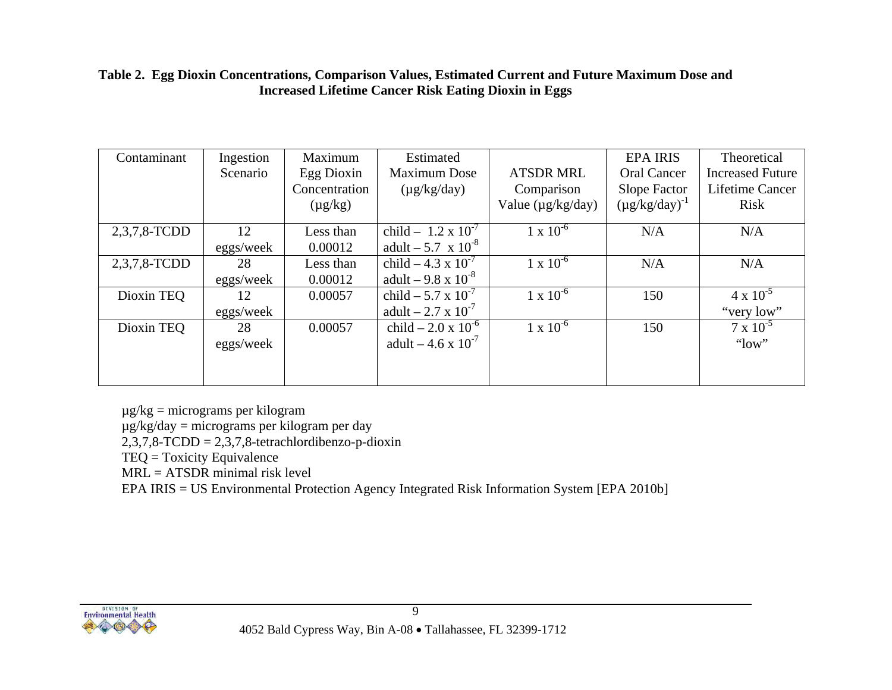**Table 2. Egg Dioxin Concentrations, Comparison Values, Estimated Current and Future Maximum Dose and Increased Lifetime Cancer Risk Eating Dioxin in Eggs**

| Contaminant | Ingestion Scenario | Maximum Egg Dioxin Concentration (µg/kg) | Estimated Maximum Dose (µg/kg/day) | ATSDR MRL Comparison Value (µg/kg/day) | EPA IRIS Oral Cancer Slope Factor $(\mu g/kg/day)^{-1}$ | Theoretical Increased Future Lifetime Cancer Risk |
|---|---|---|---|---|---|---|
| 2,3,7,8-TCDD | 12 eggs/week | Less than 0.00012 | child – $1.2 \times 10^{-7}$ adult – $5.7 \times 10^{-8}$ | $1 \times 10^{-6}$ | N/A | N/A |
| 2,3,7,8-TCDD | 28 eggs/week | Less than 0.00012 | child – $4.3 \times 10^{-7}$ adult – $9.8 \times 10^{-8}$ | $1 \times 10^{-6}$ | N/A | N/A |
| Dioxin TEQ | 12 eggs/week | 0.00057 | child – $5.7 \times 10^{-7}$ adult – $2.7 \times 10^{-7}$ | $1 \times 10^{-6}$ | 150 | $4 \times 10^{-5}$ "very low" |
| Dioxin TEQ | 28 eggs/week | 0.00057 | child – $2.0 \times 10^{-6}$ adult – $4.6 \times 10^{-7}$ | $1 \times 10^{-6}$ | 150 | $7 \times 10^{-5}$ "low" |

µg/kg = micrograms per kilogram
µg/kg/day = micrograms per kilogram per day
2,3,7,8-TCDD = 2,3,7,8-tetrachlordibenzo-p-dioxin
TEQ = Toxicity Equivalence
MRL = ATSDR minimal risk level
EPA IRIS = US Environmental Protection Agency Integrated Risk Information System [EPA 2010b]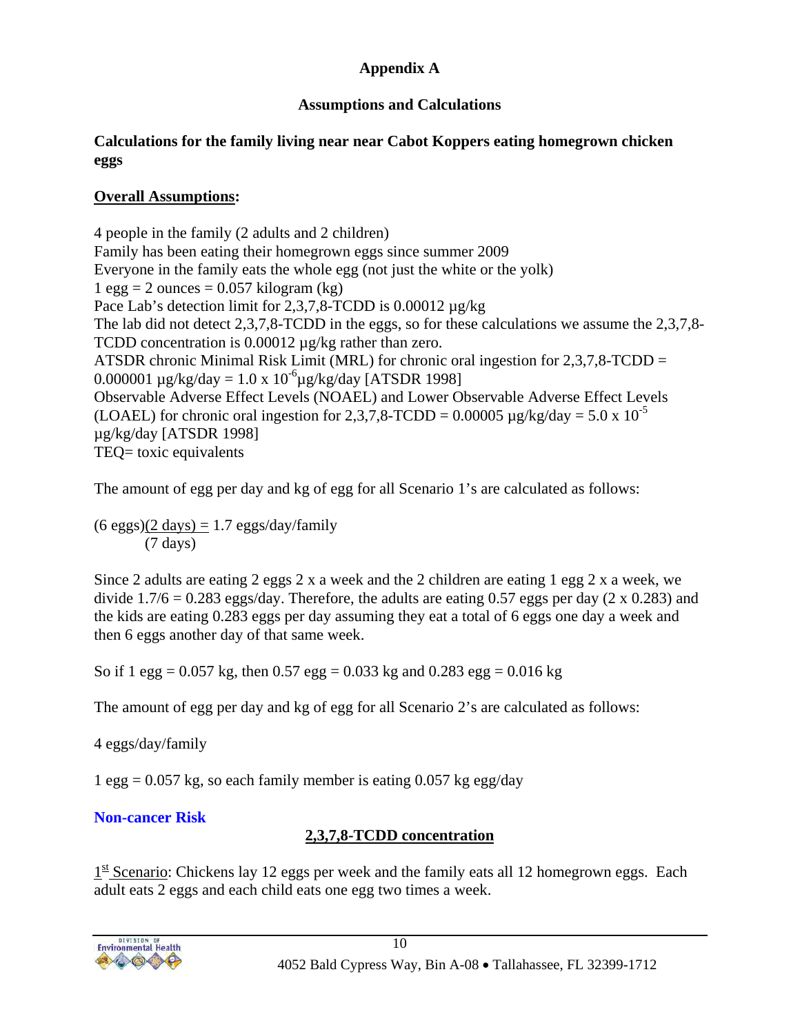# Appendix A

## Assumptions and Calculations

**Calculations for the family living near near Cabot Koppers eating homegrown chicken eggs**

**Overall Assumptions:**

4 people in the family (2 adults and 2 children)
Family has been eating their homegrown eggs since summer 2009
Everyone in the family eats the whole egg (not just the white or the yolk)
1 egg = 2 ounces = 0.057 kilogram (kg)
Pace Lab's detection limit for 2,3,7,8-TCDD is 0.00012 µg/kg
The lab did not detect 2,3,7,8-TCDD in the eggs, so for these calculations we assume the 2,3,7,8-TCDD concentration is 0.00012 µg/kg rather than zero.
ATSDR chronic Minimal Risk Limit (MRL) for chronic oral ingestion for 2,3,7,8-TCDD = 0.000001 µg/kg/day = $1.0 \times 10^{-6}$ µg/kg/day [ATSDR 1998]
Observable Adverse Effect Levels (NOAEL) and Lower Observable Adverse Effect Levels (LOAEL) for chronic oral ingestion for 2,3,7,8-TCDD = 0.00005 µg/kg/day = $5.0 \times 10^{-5}$ µg/kg/day [ATSDR 1998]
TEQ= toxic equivalents

The amount of egg per day and kg of egg for all Scenario 1's are calculated as follows:

$$\frac{(6 \text{ eggs})(2 \text{ days})}{(7 \text{ days})} = 1.7 \text{ eggs/day/family}$$

Since 2 adults are eating 2 eggs 2 x a week and the 2 children are eating 1 egg 2 x a week, we divide 1.7/6 = 0.283 eggs/day. Therefore, the adults are eating 0.57 eggs per day (2 x 0.283) and the kids are eating 0.283 eggs per day assuming they eat a total of 6 eggs one day a week and then 6 eggs another day of that same week.

So if 1 egg = 0.057 kg, then 0.57 egg = 0.033 kg and 0.283 egg = 0.016 kg

The amount of egg per day and kg of egg for all Scenario 2's are calculated as follows:

4 eggs/day/family

1 egg = 0.057 kg, so each family member is eating 0.057 kg egg/day

### Non-cancer Risk

**2,3,7,8-TCDD concentration**

1st Scenario: Chickens lay 12 eggs per week and the family eats all 12 homegrown eggs. Each adult eats 2 eggs and each child eats one egg two times a week.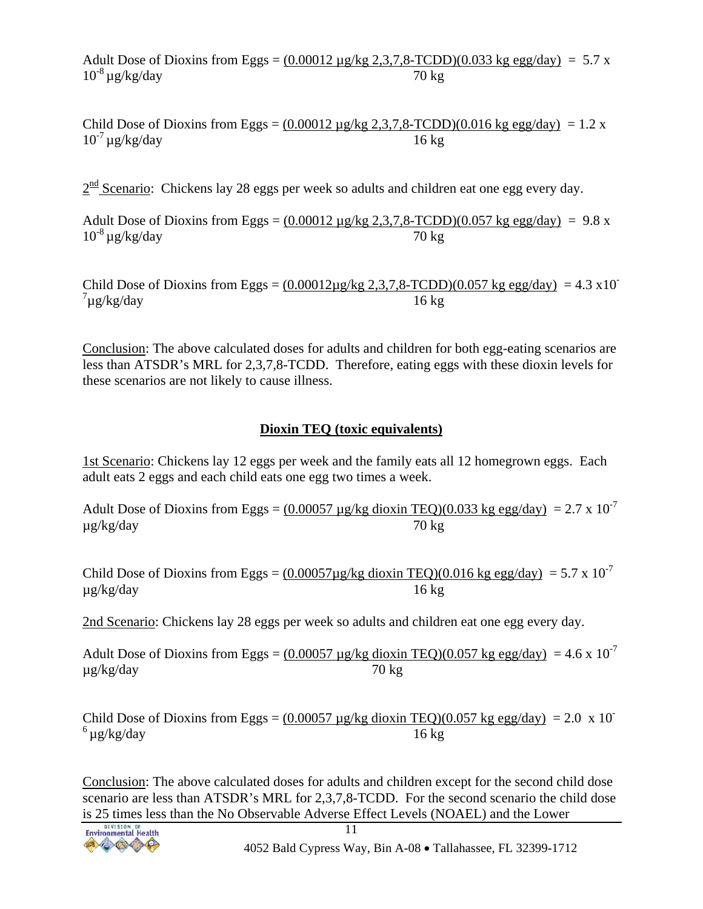Adult Dose of Dioxins from Eggs = $\frac{(0.00012\ \mu g/kg\ 2,3,7,8\text{-TCDD})(0.033\ kg\ egg/day)}{70\ kg} = 5.7 \times 10^{-8}\ \mu g/kg/day$

Child Dose of Dioxins from Eggs = $\frac{(0.00012\ \mu g/kg\ 2,3,7,8\text{-TCDD})(0.016\ kg\ egg/day)}{16\ kg} = 1.2 \times 10^{-7}\ \mu g/kg/day$

2nd Scenario: Chickens lay 28 eggs per week so adults and children eat one egg every day.

Adult Dose of Dioxins from Eggs = $\frac{(0.00012\ \mu g/kg\ 2,3,7,8\text{-TCDD})(0.057\ kg\ egg/day)}{70\ kg} = 9.8 \times 10^{-8}\ \mu g/kg/day$

Child Dose of Dioxins from Eggs = $\frac{(0.00012 \mu g/kg\ 2,3,7,8\text{-TCDD})(0.057\ kg\ egg/day)}{16\ kg} = 4.3 \times 10^{-7} \mu g/kg/day$

Conclusion: The above calculated doses for adults and children for both egg-eating scenarios are less than ATSDR's MRL for 2,3,7,8-TCDD. Therefore, eating eggs with these dioxin levels for these scenarios are not likely to cause illness.

## Dioxin TEQ (toxic equivalents)

1st Scenario: Chickens lay 12 eggs per week and the family eats all 12 homegrown eggs. Each adult eats 2 eggs and each child eats one egg two times a week.

Adult Dose of Dioxins from Eggs = $\frac{(0.00057\ \mu g/kg\ dioxin\ TEQ)(0.033\ kg\ egg/day)}{70\ kg} = 2.7 \times 10^{-7}\ \mu g/kg/day$

Child Dose of Dioxins from Eggs = $\frac{(0.00057 \mu g/kg\ dioxin\ TEQ)(0.016\ kg\ egg/day)}{16\ kg} = 5.7 \times 10^{-7}\ \mu g/kg/day$

2nd Scenario: Chickens lay 28 eggs per week so adults and children eat one egg every day.

Adult Dose of Dioxins from Eggs = $\frac{(0.00057\ \mu g/kg\ dioxin\ TEQ)(0.057\ kg\ egg/day)}{70\ kg} = 4.6 \times 10^{-7}\ \mu g/kg/day$

Child Dose of Dioxins from Eggs = $\frac{(0.00057\ \mu g/kg\ dioxin\ TEQ)(0.057\ kg\ egg/day)}{16\ kg} = 2.0 \times 10^{-6}\ \mu g/kg/day$

Conclusion: The above calculated doses for adults and children except for the second child dose scenario are less than ATSDR's MRL for 2,3,7,8-TCDD. For the second scenario the child dose is 25 times less than the No Observable Adverse Effect Levels (NOAEL) and the Lower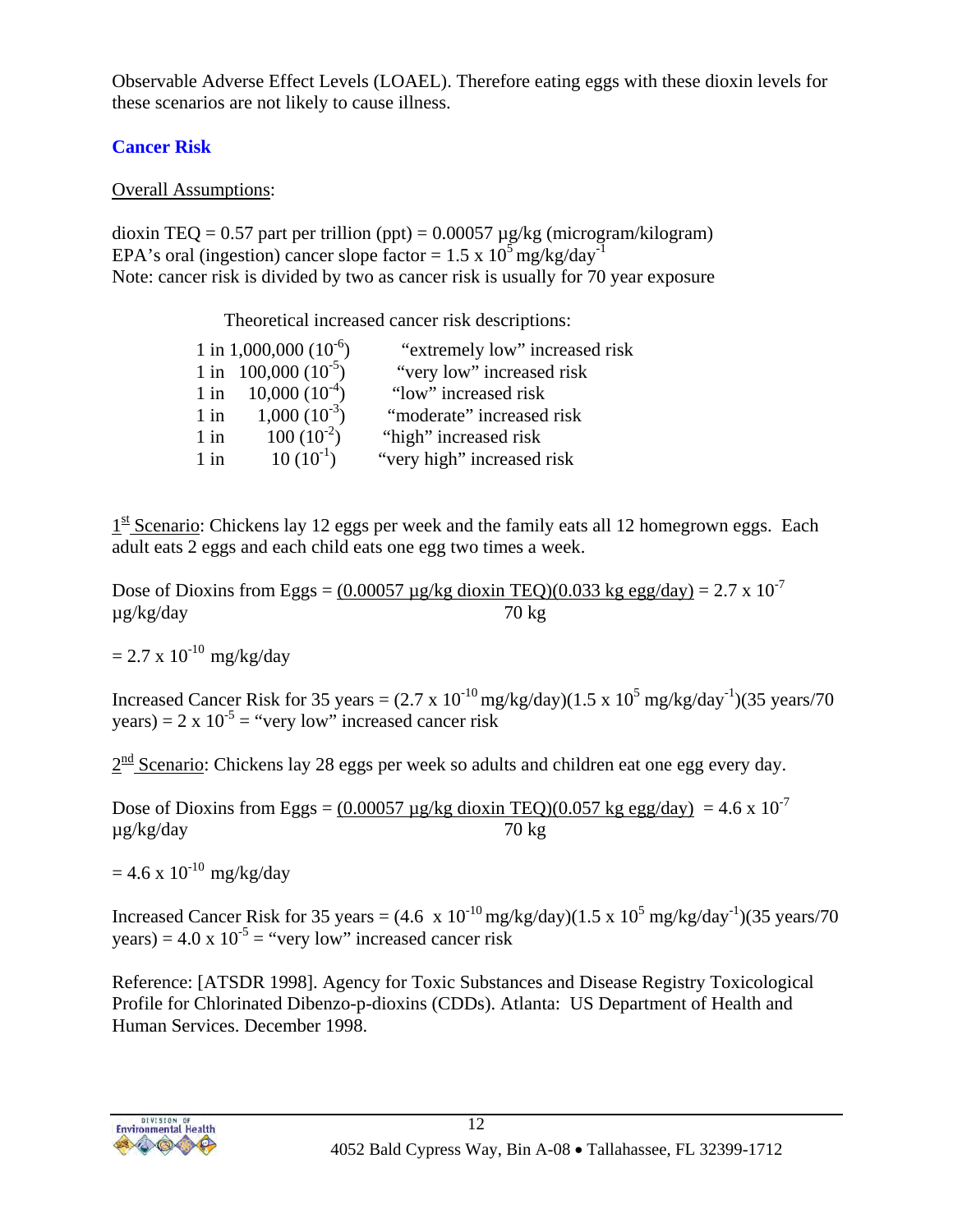Observable Adverse Effect Levels (LOAEL). Therefore eating eggs with these dioxin levels for these scenarios are not likely to cause illness.

## Cancer Risk

Overall Assumptions:

dioxin TEQ = 0.57 part per trillion (ppt) = 0.00057 µg/kg (microgram/kilogram)
EPA's oral (ingestion) cancer slope factor = $1.5 \times 10^{5}$ mg/kg/day$^{-1}$
Note: cancer risk is divided by two as cancer risk is usually for 70 year exposure

Theoretical increased cancer risk descriptions:

| | |
|---|---|
| 1 in 1,000,000 ($10^{-6}$) | "extremely low" increased risk |
| 1 in 100,000 ($10^{-5}$) | "very low" increased risk |
| 1 in 10,000 ($10^{-4}$) | "low" increased risk |
| 1 in 1,000 ($10^{-3}$) | "moderate" increased risk |
| 1 in 100 ($10^{-2}$) | "high" increased risk |
| 1 in 10 ($10^{-1}$) | "very high" increased risk |

1st Scenario: Chickens lay 12 eggs per week and the family eats all 12 homegrown eggs. Each adult eats 2 eggs and each child eats one egg two times a week.

$$\text{Dose of Dioxins from Eggs} = \frac{(0.00057\ \mu g/kg\ \text{dioxin TEQ})(0.033\ kg\ \text{egg/day})}{70\ kg} = 2.7 \times 10^{-7}\ \mu g/kg/day$$

$= 2.7 \times 10^{-10}$ mg/kg/day

Increased Cancer Risk for 35 years = $(2.7 \times 10^{-10}$ mg/kg/day$)(1.5 \times 10^{5}$ mg/kg/day$^{-1})$(35 years/70 years) = $2 \times 10^{-5}$ = "very low" increased cancer risk

2nd Scenario: Chickens lay 28 eggs per week so adults and children eat one egg every day.

$$\text{Dose of Dioxins from Eggs} = \frac{(0.00057\ \mu g/kg\ \text{dioxin TEQ})(0.057\ kg\ \text{egg/day})}{70\ kg} = 4.6 \times 10^{-7}\ \mu g/kg/day$$

$= 4.6 \times 10^{-10}$ mg/kg/day

Increased Cancer Risk for 35 years = $(4.6 \times 10^{-10}$ mg/kg/day$)(1.5 \times 10^{5}$ mg/kg/day$^{-1})$(35 years/70 years) = $4.0 \times 10^{-5}$ = "very low" increased cancer risk

Reference: [ATSDR 1998]. Agency for Toxic Substances and Disease Registry Toxicological Profile for Chlorinated Dibenzo-p-dioxins (CDDs). Atlanta: US Department of Health and Human Services. December 1998.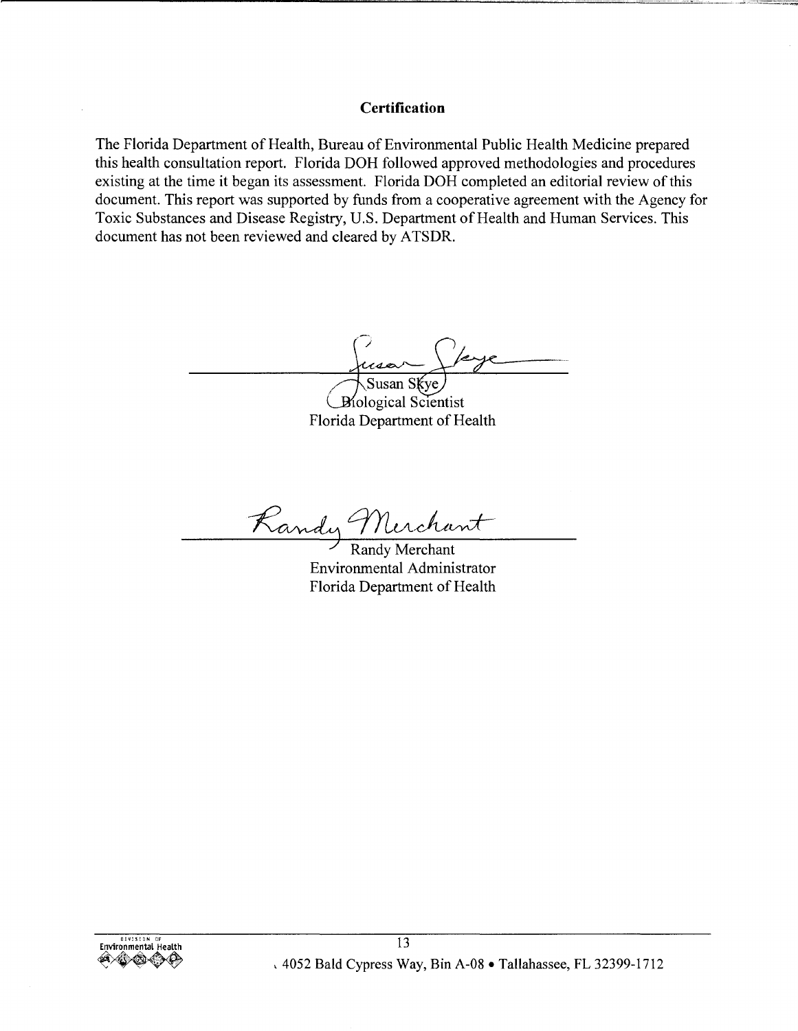**Certification**

The Florida Department of Health, Bureau of Environmental Public Health Medicine prepared this health consultation report. Florida DOH followed approved methodologies and procedures existing at the time it began its assessment. Florida DOH completed an editorial review of this document. This report was supported by funds from a cooperative agreement with the Agency for Toxic Substances and Disease Registry, U.S. Department of Health and Human Services. This document has not been reviewed and cleared by ATSDR.

Susan Skye
Biological Scientist
Florida Department of Health

Randy Merchant
Environmental Administrator
Florida Department of Health